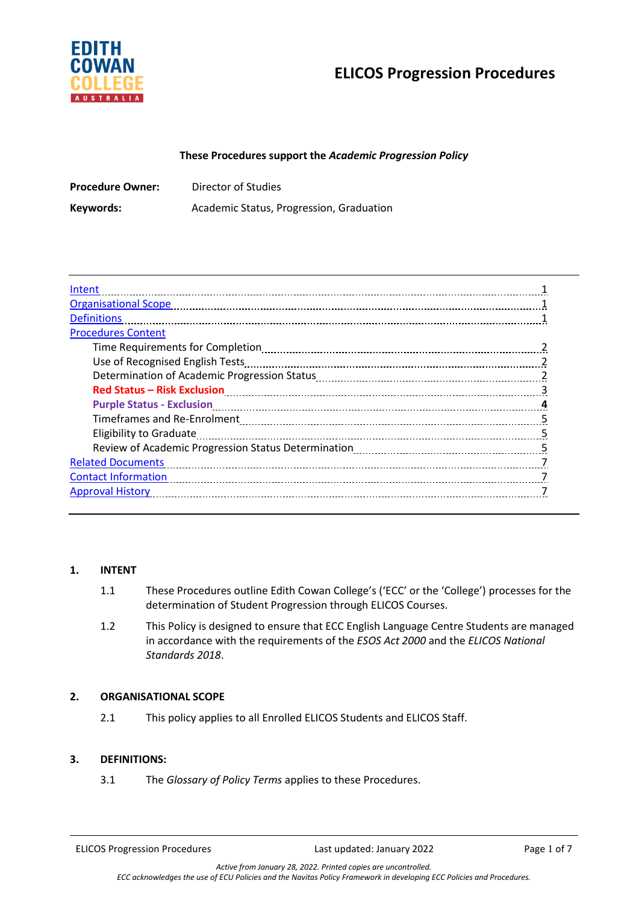# ELICOS Progression Procedures

**These Procedures support the *Academic Progression Policy***

**Procedure Owner:** Director of Studies

**Keywords:** Academic Status, Progression, Graduation

---

- Intent ........ 1
- Organisational Scope ........ 1
- Definitions ........ 1
- Procedures Content
  - Time Requirements for Completion ........ 2
  - Use of Recognised English Tests ........ 2
  - Determination of Academic Progression Status ........ 2
  - **Red Status – Risk Exclusion** ........ 3
  - **Purple Status - Exclusion** ........ 4
  - Timeframes and Re-Enrolment ........ 5
  - Eligibility to Graduate ........ 5
  - Review of Academic Progression Status Determination ........ 5
- Related Documents ........ 7
- Contact Information ........ 7
- Approval History ........ 7

---

## 1. INTENT

1.1 These Procedures outline Edith Cowan College's ('ECC' or the 'College') processes for the determination of Student Progression through ELICOS Courses.

1.2 This Policy is designed to ensure that ECC English Language Centre Students are managed in accordance with the requirements of the *ESOS Act 2000* and the *ELICOS National Standards 2018*.

## 2. ORGANISATIONAL SCOPE

2.1 This policy applies to all Enrolled ELICOS Students and ELICOS Staff.

## 3. DEFINITIONS:

3.1 The *Glossary of Policy Terms* applies to these Procedures.

*Active from January 28, 2022. Printed copies are uncontrolled.*
*ECC acknowledges the use of ECU Policies and the Navitas Policy Framework in developing ECC Policies and Procedures.*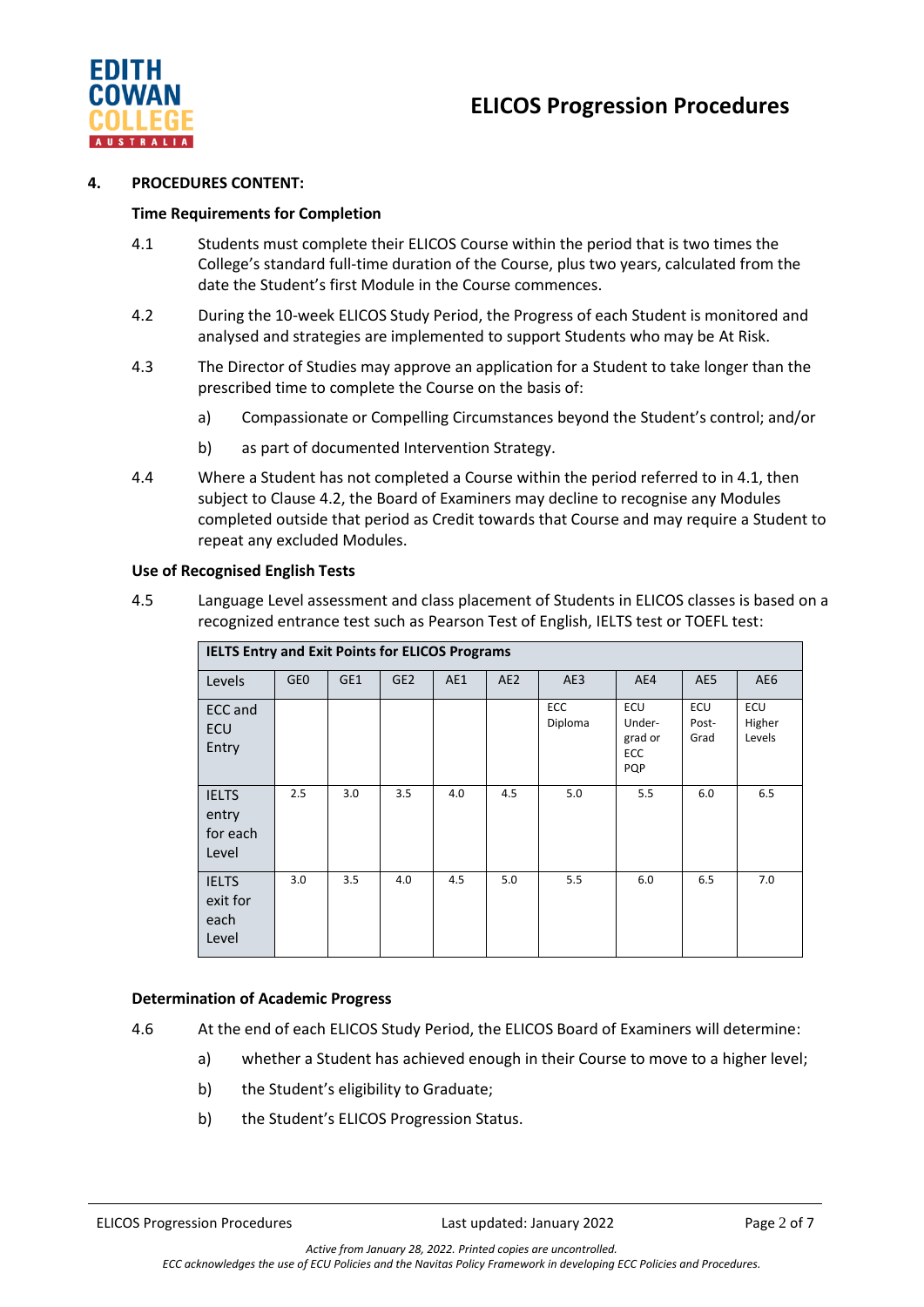## 4. PROCEDURES CONTENT:

### Time Requirements for Completion

4.1 Students must complete their ELICOS Course within the period that is two times the College's standard full-time duration of the Course, plus two years, calculated from the date the Student's first Module in the Course commences.

4.2 During the 10-week ELICOS Study Period, the Progress of each Student is monitored and analysed and strategies are implemented to support Students who may be At Risk.

4.3 The Director of Studies may approve an application for a Student to take longer than the prescribed time to complete the Course on the basis of:

a) Compassionate or Compelling Circumstances beyond the Student's control; and/or

b) as part of documented Intervention Strategy.

4.4 Where a Student has not completed a Course within the period referred to in 4.1, then subject to Clause 4.2, the Board of Examiners may decline to recognise any Modules completed outside that period as Credit towards that Course and may require a Student to repeat any excluded Modules.

### Use of Recognised English Tests

4.5 Language Level assessment and class placement of Students in ELICOS classes is based on a recognized entrance test such as Pearson Test of English, IELTS test or TOEFL test:

| IELTS Entry and Exit Points for ELICOS Programs | | | | | | | | | |
|---|---|---|---|---|---|---|---|---|---|
| Levels | GE0 | GE1 | GE2 | AE1 | AE2 | AE3 | AE4 | AE5 | AE6 |
| ECC and ECU Entry | | | | | | ECC Diploma | ECU Under-grad or ECC PQP | ECU Post-Grad | ECU Higher Levels |
| IELTS entry for each Level | 2.5 | 3.0 | 3.5 | 4.0 | 4.5 | 5.0 | 5.5 | 6.0 | 6.5 |
| IELTS exit for each Level | 3.0 | 3.5 | 4.0 | 4.5 | 5.0 | 5.5 | 6.0 | 6.5 | 7.0 |

### Determination of Academic Progress

4.6 At the end of each ELICOS Study Period, the ELICOS Board of Examiners will determine:

a) whether a Student has achieved enough in their Course to move to a higher level;

b) the Student's eligibility to Graduate;

b) the Student's ELICOS Progression Status.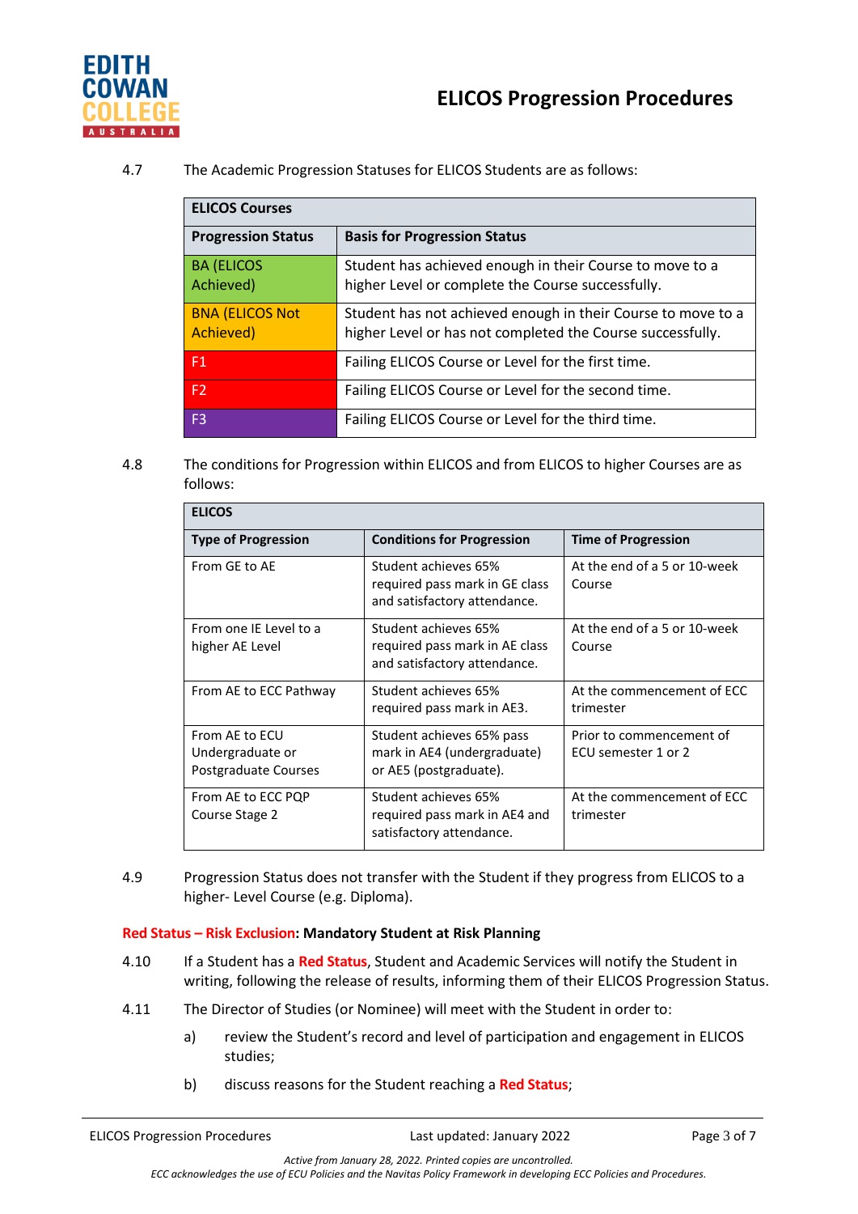4.7 The Academic Progression Statuses for ELICOS Students are as follows:

| ELICOS Courses | |
|---|---|
| **Progression Status** | **Basis for Progression Status** |
| BA (ELICOS Achieved) | Student has achieved enough in their Course to move to a higher Level or complete the Course successfully. |
| BNA (ELICOS Not Achieved) | Student has not achieved enough in their Course to move to a higher Level or has not completed the Course successfully. |
| F1 | Failing ELICOS Course or Level for the first time. |
| F2 | Failing ELICOS Course or Level for the second time. |
| F3 | Failing ELICOS Course or Level for the third time. |

4.8 The conditions for Progression within ELICOS and from ELICOS to higher Courses are as follows:

| ELICOS | | |
|---|---|---|
| **Type of Progression** | **Conditions for Progression** | **Time of Progression** |
| From GE to AE | Student achieves 65% required pass mark in GE class and satisfactory attendance. | At the end of a 5 or 10-week Course |
| From one IE Level to a higher AE Level | Student achieves 65% required pass mark in AE class and satisfactory attendance. | At the end of a 5 or 10-week Course |
| From AE to ECC Pathway | Student achieves 65% required pass mark in AE3. | At the commencement of ECC trimester |
| From AE to ECU Undergraduate or Postgraduate Courses | Student achieves 65% pass mark in AE4 (undergraduate) or AE5 (postgraduate). | Prior to commencement of ECU semester 1 or 2 |
| From AE to ECC PQP Course Stage 2 | Student achieves 65% required pass mark in AE4 and satisfactory attendance. | At the commencement of ECC trimester |

4.9 Progression Status does not transfer with the Student if they progress from ELICOS to a higher- Level Course (e.g. Diploma).

**Red Status – Risk Exclusion: Mandatory Student at Risk Planning**

4.10 If a Student has a **Red Status**, Student and Academic Services will notify the Student in writing, following the release of results, informing them of their ELICOS Progression Status.

4.11 The Director of Studies (or Nominee) will meet with the Student in order to:

a) review the Student's record and level of participation and engagement in ELICOS studies;

b) discuss reasons for the Student reaching a **Red Status**;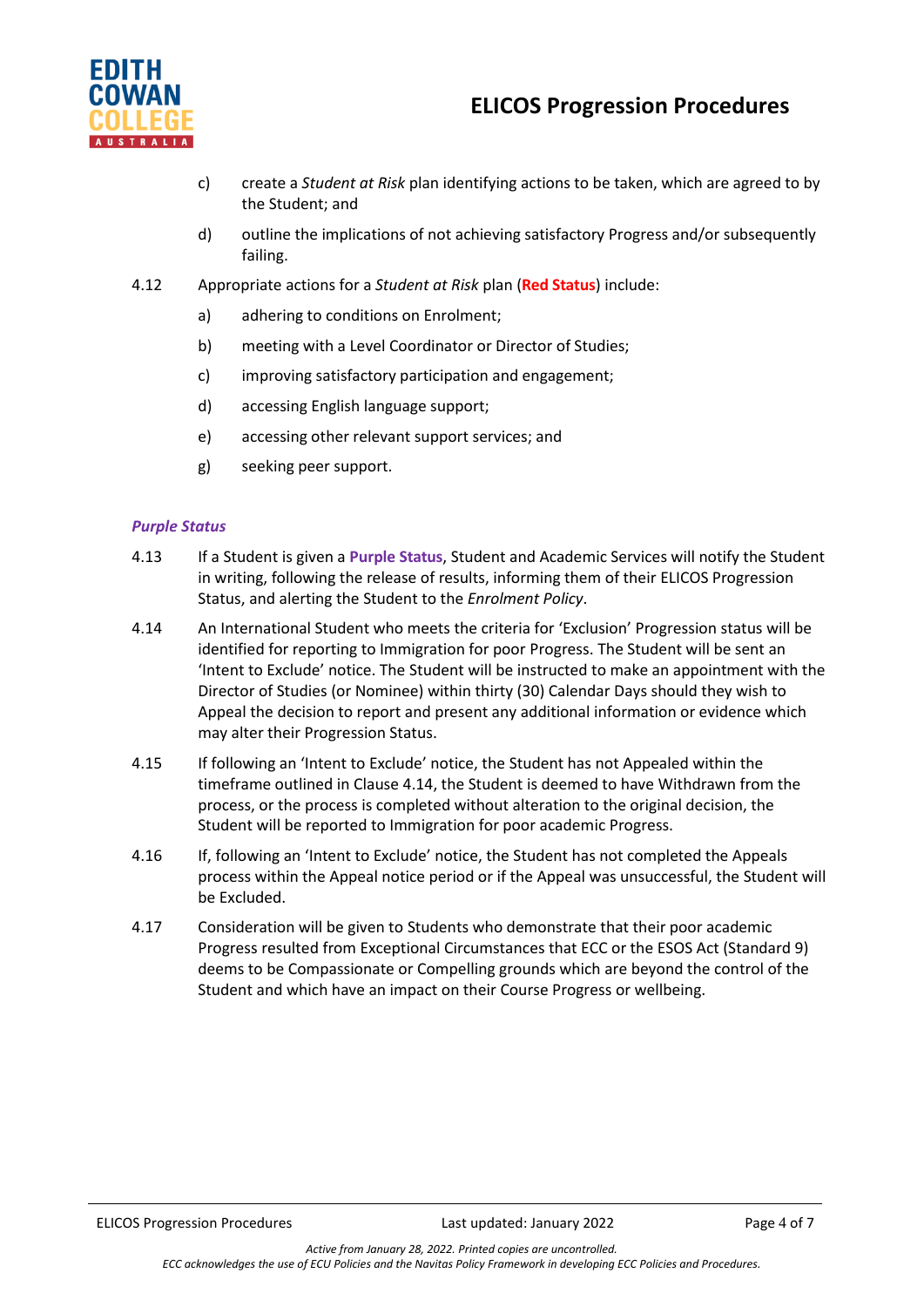c) create a *Student at Risk* plan identifying actions to be taken, which are agreed to by the Student; and

d) outline the implications of not achieving satisfactory Progress and/or subsequently failing.

4.12 Appropriate actions for a *Student at Risk* plan (**Red Status**) include:

a) adhering to conditions on Enrolment;

b) meeting with a Level Coordinator or Director of Studies;

c) improving satisfactory participation and engagement;

d) accessing English language support;

e) accessing other relevant support services; and

g) seeking peer support.

***Purple Status***

4.13 If a Student is given a **Purple Status**, Student and Academic Services will notify the Student in writing, following the release of results, informing them of their ELICOS Progression Status, and alerting the Student to the *Enrolment Policy*.

4.14 An International Student who meets the criteria for 'Exclusion' Progression status will be identified for reporting to Immigration for poor Progress. The Student will be sent an 'Intent to Exclude' notice. The Student will be instructed to make an appointment with the Director of Studies (or Nominee) within thirty (30) Calendar Days should they wish to Appeal the decision to report and present any additional information or evidence which may alter their Progression Status.

4.15 If following an 'Intent to Exclude' notice, the Student has not Appealed within the timeframe outlined in Clause 4.14, the Student is deemed to have Withdrawn from the process, or the process is completed without alteration to the original decision, the Student will be reported to Immigration for poor academic Progress.

4.16 If, following an 'Intent to Exclude' notice, the Student has not completed the Appeals process within the Appeal notice period or if the Appeal was unsuccessful, the Student will be Excluded.

4.17 Consideration will be given to Students who demonstrate that their poor academic Progress resulted from Exceptional Circumstances that ECC or the ESOS Act (Standard 9) deems to be Compassionate or Compelling grounds which are beyond the control of the Student and which have an impact on their Course Progress or wellbeing.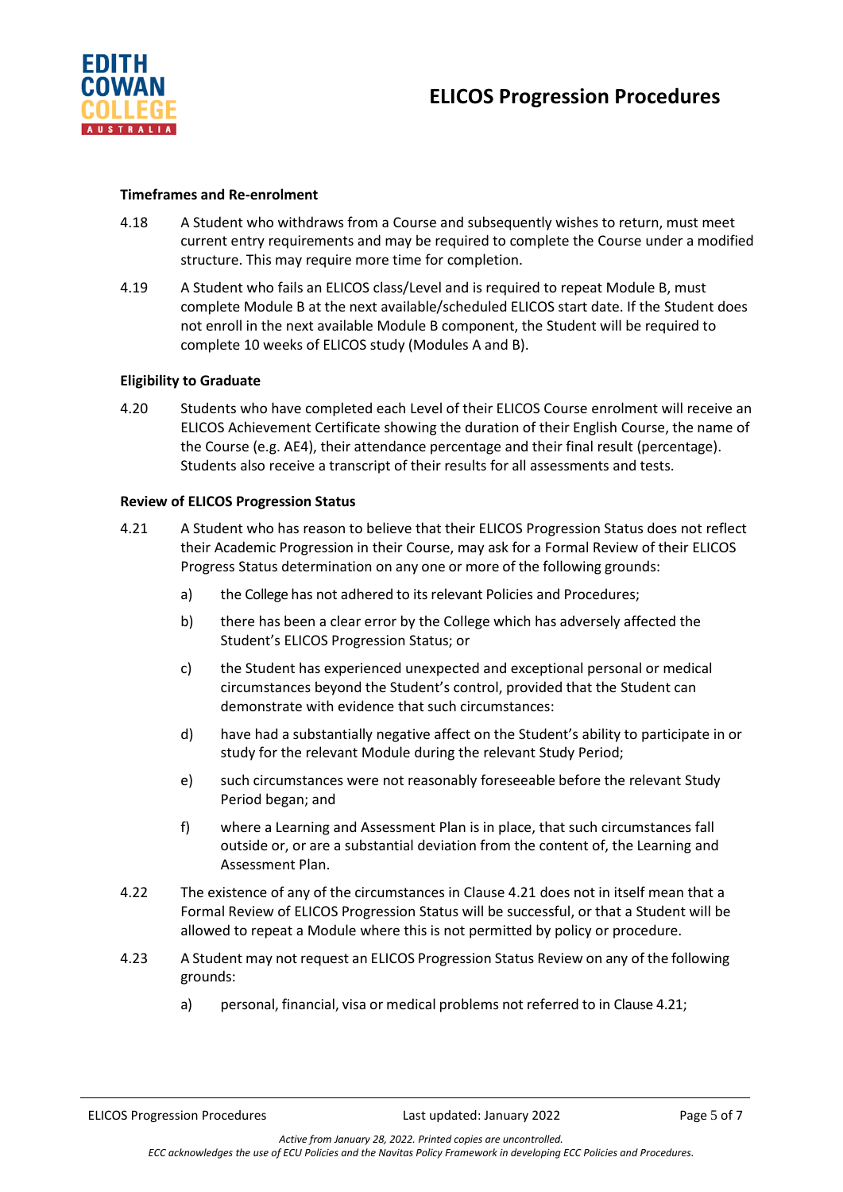#### Timeframes and Re-enrolment

4.18 A Student who withdraws from a Course and subsequently wishes to return, must meet current entry requirements and may be required to complete the Course under a modified structure. This may require more time for completion.

4.19 A Student who fails an ELICOS class/Level and is required to repeat Module B, must complete Module B at the next available/scheduled ELICOS start date. If the Student does not enroll in the next available Module B component, the Student will be required to complete 10 weeks of ELICOS study (Modules A and B).

#### Eligibility to Graduate

4.20 Students who have completed each Level of their ELICOS Course enrolment will receive an ELICOS Achievement Certificate showing the duration of their English Course, the name of the Course (e.g. AE4), their attendance percentage and their final result (percentage). Students also receive a transcript of their results for all assessments and tests.

#### Review of ELICOS Progression Status

4.21 A Student who has reason to believe that their ELICOS Progression Status does not reflect their Academic Progression in their Course, may ask for a Formal Review of their ELICOS Progress Status determination on any one or more of the following grounds:

a) the College has not adhered to its relevant Policies and Procedures;

b) there has been a clear error by the College which has adversely affected the Student's ELICOS Progression Status; or

c) the Student has experienced unexpected and exceptional personal or medical circumstances beyond the Student's control, provided that the Student can demonstrate with evidence that such circumstances:

d) have had a substantially negative affect on the Student's ability to participate in or study for the relevant Module during the relevant Study Period;

e) such circumstances were not reasonably foreseeable before the relevant Study Period began; and

f) where a Learning and Assessment Plan is in place, that such circumstances fall outside or, or are a substantial deviation from the content of, the Learning and Assessment Plan.

4.22 The existence of any of the circumstances in Clause 4.21 does not in itself mean that a Formal Review of ELICOS Progression Status will be successful, or that a Student will be allowed to repeat a Module where this is not permitted by policy or procedure.

4.23 A Student may not request an ELICOS Progression Status Review on any of the following grounds:

a) personal, financial, visa or medical problems not referred to in Clause 4.21;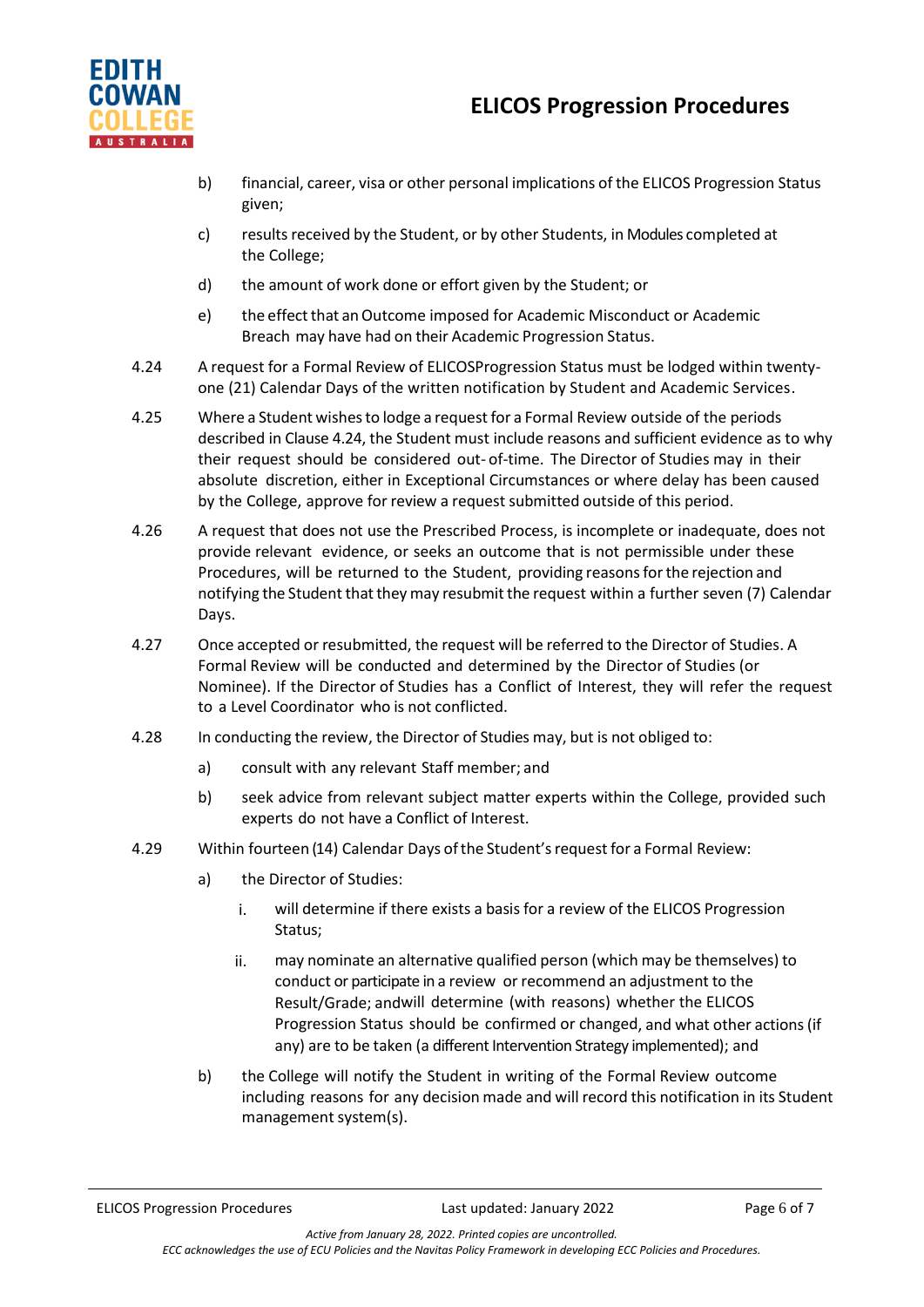b) financial, career, visa or other personal implications of the ELICOS Progression Status given;

c) results received by the Student, or by other Students, in Modules completed at the College;

d) the amount of work done or effort given by the Student; or

e) the effect that an Outcome imposed for Academic Misconduct or Academic Breach may have had on their Academic Progression Status.

4.24 A request for a Formal Review of ELICOSProgression Status must be lodged within twenty-one (21) Calendar Days of the written notification by Student and Academic Services.

4.25 Where a Student wishes to lodge a request for a Formal Review outside of the periods described in Clause 4.24, the Student must include reasons and sufficient evidence as to why their request should be considered out-of-time. The Director of Studies may in their absolute discretion, either in Exceptional Circumstances or where delay has been caused by the College, approve for review a request submitted outside of this period.

4.26 A request that does not use the Prescribed Process, is incomplete or inadequate, does not provide relevant evidence, or seeks an outcome that is not permissible under these Procedures, will be returned to the Student, providing reasons for the rejection and notifying the Student that they may resubmit the request within a further seven (7) Calendar Days.

4.27 Once accepted or resubmitted, the request will be referred to the Director of Studies. A Formal Review will be conducted and determined by the Director of Studies (or Nominee). If the Director of Studies has a Conflict of Interest, they will refer the request to a Level Coordinator who is not conflicted.

4.28 In conducting the review, the Director of Studies may, but is not obliged to:

a) consult with any relevant Staff member; and

b) seek advice from relevant subject matter experts within the College, provided such experts do not have a Conflict of Interest.

4.29 Within fourteen (14) Calendar Days of the Student's request for a Formal Review:

a) the Director of Studies:

i. will determine if there exists a basis for a review of the ELICOS Progression Status;

ii. may nominate an alternative qualified person (which may be themselves) to conduct or participate in a review or recommend an adjustment to the Result/Grade; andwill determine (with reasons) whether the ELICOS Progression Status should be confirmed or changed, and what other actions (if any) are to be taken (a different Intervention Strategy implemented); and

b) the College will notify the Student in writing of the Formal Review outcome including reasons for any decision made and will record this notification in its Student management system(s).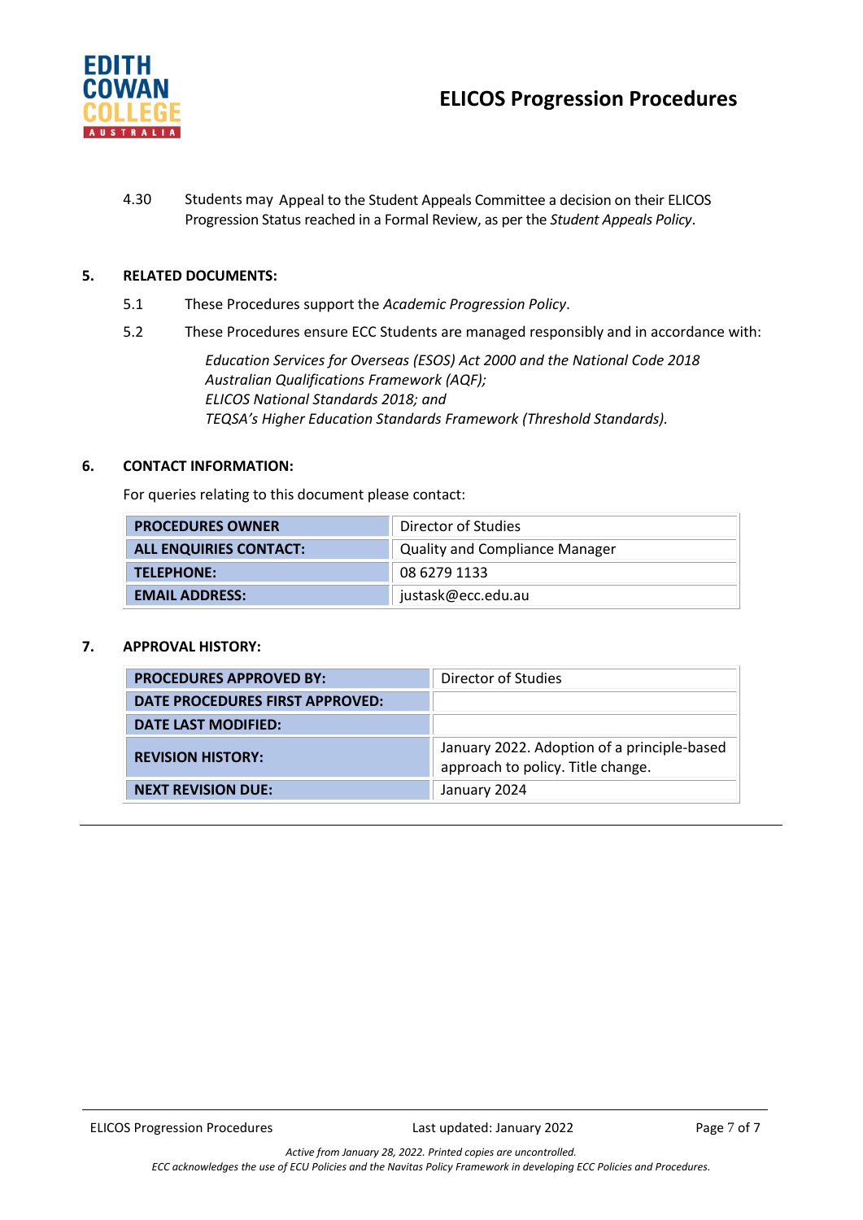4.30 Students may Appeal to the Student Appeals Committee a decision on their ELICOS Progression Status reached in a Formal Review, as per the *Student Appeals Policy*.

## 5. RELATED DOCUMENTS:

5.1 These Procedures support the *Academic Progression Policy*.

5.2 These Procedures ensure ECC Students are managed responsibly and in accordance with:

*Education Services for Overseas (ESOS) Act 2000 and the National Code 2018*
*Australian Qualifications Framework (AQF);*
*ELICOS National Standards 2018; and*
*TEQSA's Higher Education Standards Framework (Threshold Standards).*

## 6. CONTACT INFORMATION:

For queries relating to this document please contact:

| | |
|---|---|
| **PROCEDURES OWNER** | Director of Studies |
| **ALL ENQUIRIES CONTACT:** | Quality and Compliance Manager |
| **TELEPHONE:** | 08 6279 1133 |
| **EMAIL ADDRESS:** | justask@ecc.edu.au |

## 7. APPROVAL HISTORY:

| | |
|---|---|
| **PROCEDURES APPROVED BY:** | Director of Studies |
| **DATE PROCEDURES FIRST APPROVED:** | |
| **DATE LAST MODIFIED:** | |
| **REVISION HISTORY:** | January 2022. Adoption of a principle-based approach to policy. Title change. |
| **NEXT REVISION DUE:** | January 2024 |

*Active from January 28, 2022. Printed copies are uncontrolled.*
*ECC acknowledges the use of ECU Policies and the Navitas Policy Framework in developing ECC Policies and Procedures.*